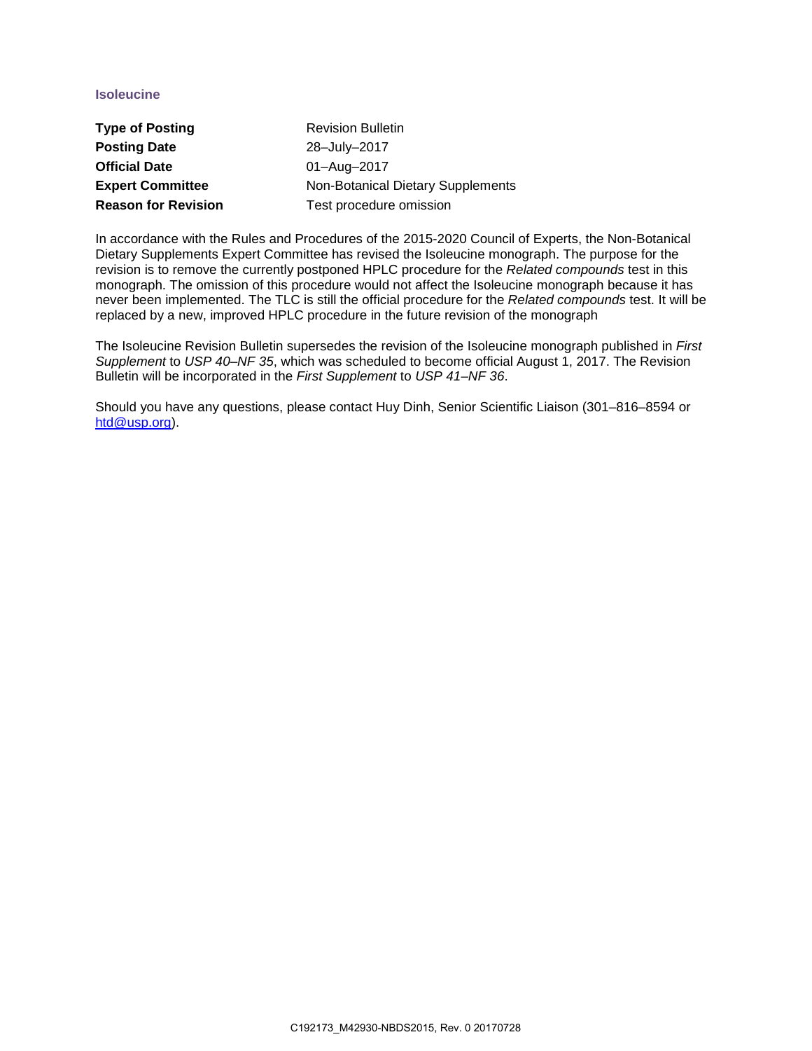# Isoleucine

| | |
|---|---|
| **Type of Posting** | Revision Bulletin |
| **Posting Date** | 28–July–2017 |
| **Official Date** | 01–Aug–2017 |
| **Expert Committee** | Non-Botanical Dietary Supplements |
| **Reason for Revision** | Test procedure omission |

In accordance with the Rules and Procedures of the 2015-2020 Council of Experts, the Non-Botanical Dietary Supplements Expert Committee has revised the Isoleucine monograph. The purpose for the revision is to remove the currently postponed HPLC procedure for the *Related compounds* test in this monograph. The omission of this procedure would not affect the Isoleucine monograph because it has never been implemented. The TLC is still the official procedure for the *Related compounds* test. It will be replaced by a new, improved HPLC procedure in the future revision of the monograph

The Isoleucine Revision Bulletin supersedes the revision of the Isoleucine monograph published in *First Supplement* to *USP 40–NF 35*, which was scheduled to become official August 1, 2017. The Revision Bulletin will be incorporated in the *First Supplement* to *USP 41–NF 36*.

Should you have any questions, please contact Huy Dinh, Senior Scientific Liaison (301–816–8594 or htd@usp.org).

C192173_M42930-NBDS2015, Rev. 0 20170728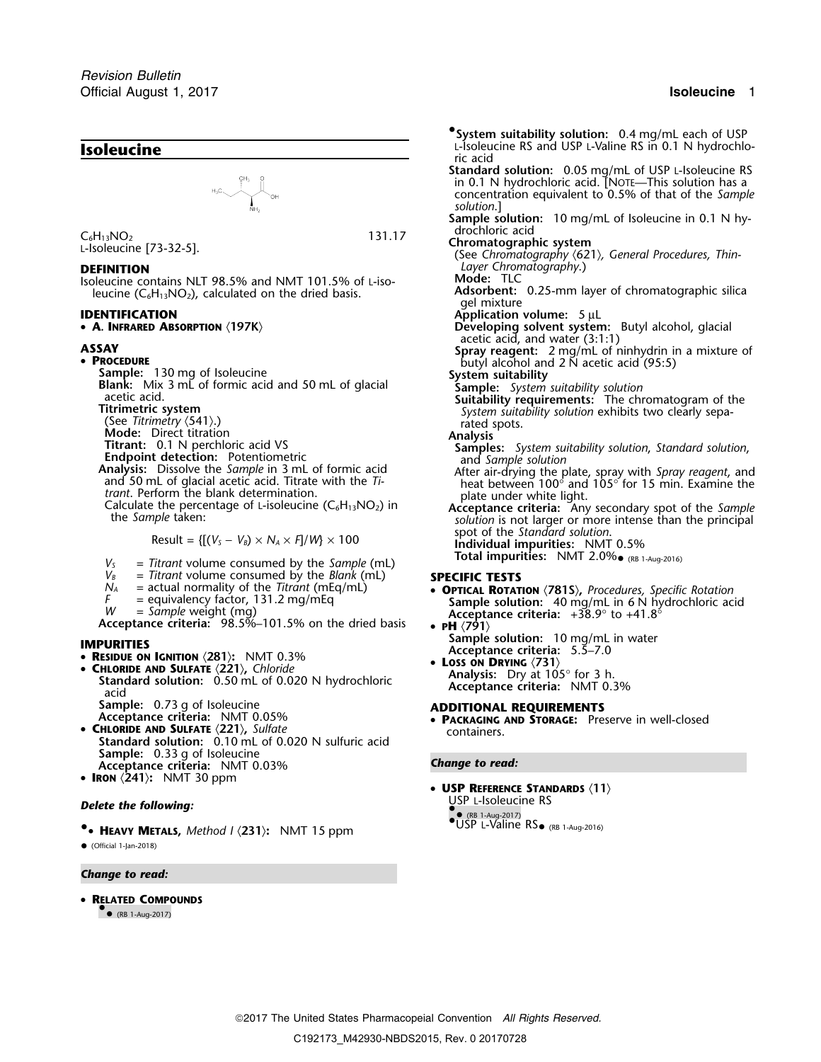# Isoleucine

$C_6H_{13}NO_2$ 131.17

L-Isoleucine [73-32-5].

## DEFINITION

Isoleucine contains NLT 98.5% and NMT 101.5% of L-isoleucine ($C_6H_{13}NO_2$), calculated on the dried basis.

## IDENTIFICATION

- **A. Infrared Absorption** ⟨197K⟩

## ASSAY

- **Procedure**

  **Sample:** 130 mg of Isoleucine

  **Blank:** Mix 3 mL of formic acid and 50 mL of glacial acetic acid.

  **Titrimetric system**

  (See *Titrimetry* ⟨541⟩.)

  **Mode:** Direct titration

  **Titrant:** 0.1 N perchloric acid VS

  **Endpoint detection:** Potentiometric

  **Analysis:** Dissolve the *Sample* in 3 mL of formic acid and 50 mL of glacial acetic acid. Titrate with the *Titrant*. Perform the blank determination.

  Calculate the percentage of L-isoleucine ($C_6H_{13}NO_2$) in the *Sample* taken:

$$\text{Result} = \{[(V_S - V_B) \times N_A \times F]/W\} \times 100$$

$V_S$ = *Titrant* volume consumed by the *Sample* (mL)

$V_B$ = *Titrant* volume consumed by the *Blank* (mL)

$N_A$ = actual normality of the *Titrant* (mEq/mL)

$F$ = equivalency factor, 131.2 mg/mEq

$W$ = *Sample* weight (mg)

**Acceptance criteria:** 98.5%–101.5% on the dried basis

## IMPURITIES

- **Residue on Ignition** ⟨281⟩: NMT 0.3%
- **Chloride and Sulfate** ⟨221⟩, *Chloride*

  **Standard solution:** 0.50 mL of 0.020 N hydrochloric acid

  **Sample:** 0.73 g of Isoleucine

  **Acceptance criteria:** NMT 0.05%
- **Chloride and Sulfate** ⟨221⟩, *Sulfate*

  **Standard solution:** 0.10 mL of 0.020 N sulfuric acid

  **Sample:** 0.33 g of Isoleucine

  **Acceptance criteria:** NMT 0.03%
- **Iron** ⟨241⟩: NMT 30 ppm

***Delete the following:***

- • **Heavy Metals,** *Method I* ⟨231⟩: NMT 15 ppm • (Official 1-Jan-2018)

***Change to read:***

- **Related Compounds**

  • • (RB 1-Aug-2017)

  •**System suitability solution:** 0.4 mg/mL each of USP L-Isoleucine RS and USP L-Valine RS in 0.1 N hydrochloric acid

  **Standard solution:** 0.05 mg/mL of USP L-Isoleucine RS in 0.1 N hydrochloric acid. [Note—This solution has a concentration equivalent to 0.5% of that of the *Sample solution*.]

  **Sample solution:** 10 mg/mL of Isoleucine in 0.1 N hydrochloric acid

  **Chromatographic system**

  (See *Chromatography* ⟨621⟩, *General Procedures, Thin-Layer Chromatography*.)

  **Mode:** TLC

  **Adsorbent:** 0.25-mm layer of chromatographic silica gel mixture

  **Application volume:** 5 µL

  **Developing solvent system:** Butyl alcohol, glacial acetic acid, and water (3:1:1)

  **Spray reagent:** 2 mg/mL of ninhydrin in a mixture of butyl alcohol and 2 N acetic acid (95:5)

  **System suitability**

  **Sample:** *System suitability solution*

  **Suitability requirements:** The chromatogram of the *System suitability solution* exhibits two clearly separated spots.

  **Analysis**

  **Samples:** *System suitability solution*, *Standard solution*, and *Sample solution*

  After air-drying the plate, spray with *Spray reagent*, and heat between 100° and 105° for 15 min. Examine the plate under white light.

  **Acceptance criteria:** Any secondary spot of the *Sample solution* is not larger or more intense than the principal spot of the *Standard solution*.

  **Individual impurities:** NMT 0.5%

  **Total impurities:** NMT 2.0%• (RB 1-Aug-2016)

## SPECIFIC TESTS

- **Optical Rotation** ⟨781S⟩, *Procedures, Specific Rotation*

  **Sample solution:** 40 mg/mL in 6 N hydrochloric acid

  **Acceptance criteria:** +38.9° to +41.8°
- **pH** ⟨791⟩

  **Sample solution:** 10 mg/mL in water

  **Acceptance criteria:** 5.5–7.0
- **Loss on Drying** ⟨731⟩

  **Analysis:** Dry at 105° for 3 h.

  **Acceptance criteria:** NMT 0.3%

## ADDITIONAL REQUIREMENTS

- **Packaging and Storage:** Preserve in well-closed containers.

***Change to read:***

- **USP Reference Standards** ⟨11⟩

  USP L-Isoleucine RS

  • • (RB 1-Aug-2017)

  •USP L-Valine RS• (RB 1-Aug-2016)